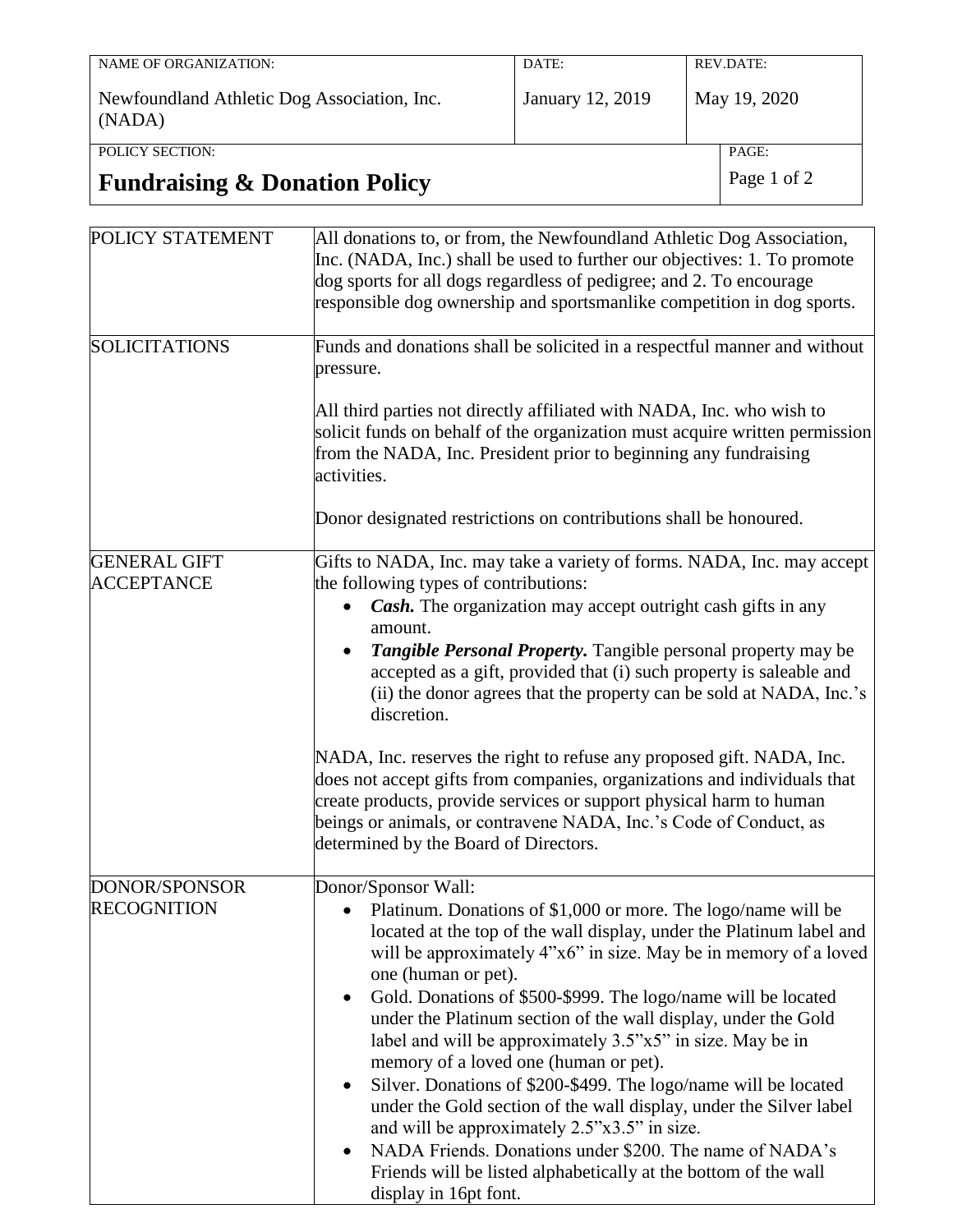| NAME OF ORGANIZATION: | DATE: | REV.DATE: |
|---|---|---|
| Newfoundland Athletic Dog Association, Inc. (NADA) | January 12, 2019 | May 19, 2020 |

POLICY SECTION:

# Fundraising & Donation Policy

| | |
|---|---|
| POLICY STATEMENT | All donations to, or from, the Newfoundland Athletic Dog Association, Inc. (NADA, Inc.) shall be used to further our objectives: 1. To promote dog sports for all dogs regardless of pedigree; and 2. To encourage responsible dog ownership and sportsmanlike competition in dog sports. |
| SOLICITATIONS | Funds and donations shall be solicited in a respectful manner and without pressure.<br><br>All third parties not directly affiliated with NADA, Inc. who wish to solicit funds on behalf of the organization must acquire written permission from the NADA, Inc. President prior to beginning any fundraising activities.<br><br>Donor designated restrictions on contributions shall be honoured. |
| GENERAL GIFT ACCEPTANCE | Gifts to NADA, Inc. may take a variety of forms. NADA, Inc. may accept the following types of contributions:<br>• ***Cash.*** The organization may accept outright cash gifts in any amount.<br>• ***Tangible Personal Property.*** Tangible personal property may be accepted as a gift, provided that (i) such property is saleable and (ii) the donor agrees that the property can be sold at NADA, Inc.'s discretion.<br><br>NADA, Inc. reserves the right to refuse any proposed gift. NADA, Inc. does not accept gifts from companies, organizations and individuals that create products, provide services or support physical harm to human beings or animals, or contravene NADA, Inc.'s Code of Conduct, as determined by the Board of Directors. |
| DONOR/SPONSOR RECOGNITION | Donor/Sponsor Wall:<br>• Platinum. Donations of $1,000 or more. The logo/name will be located at the top of the wall display, under the Platinum label and will be approximately 4"x6" in size. May be in memory of a loved one (human or pet).<br>• Gold. Donations of $500-$999. The logo/name will be located under the Platinum section of the wall display, under the Gold label and will be approximately 3.5"x5" in size. May be in memory of a loved one (human or pet).<br>• Silver. Donations of $200-$499. The logo/name will be located under the Gold section of the wall display, under the Silver label and will be approximately 2.5"x3.5" in size.<br>• NADA Friends. Donations under $200. The name of NADA's Friends will be listed alphabetically at the bottom of the wall display in 16pt font. |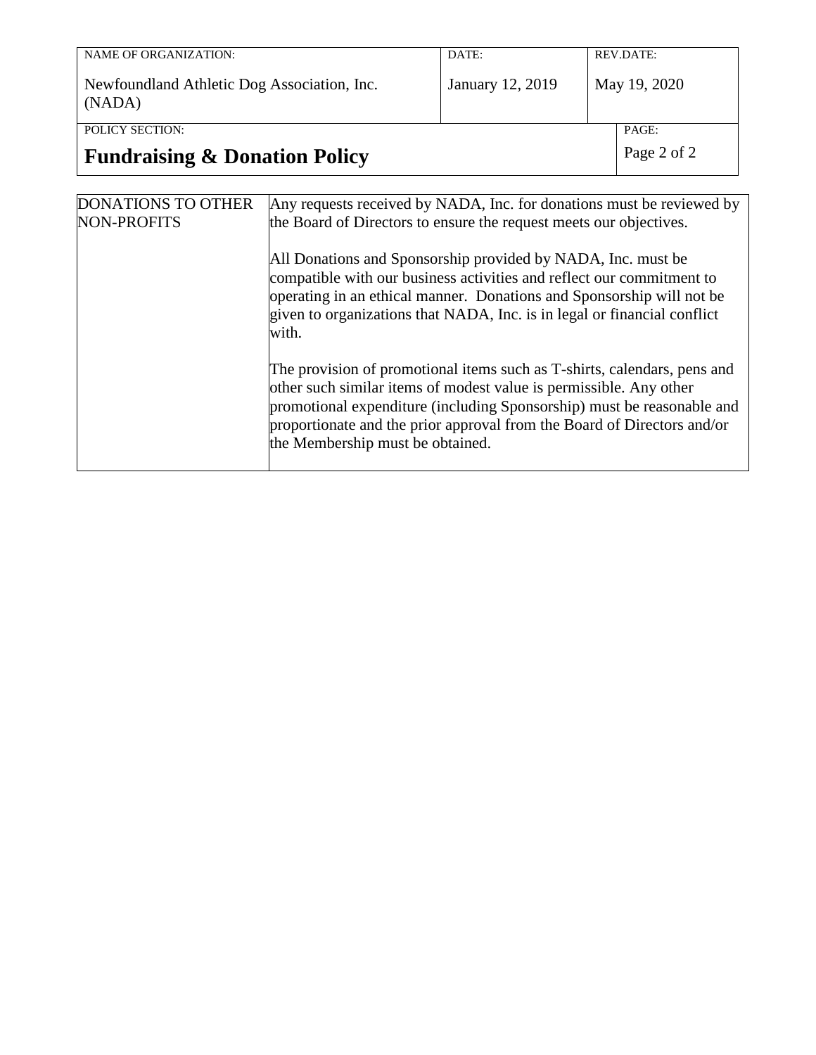| | |
|---|---|
| DONATIONS TO OTHER NON-PROFITS | Any requests received by NADA, Inc. for donations must be reviewed by the Board of Directors to ensure the request meets our objectives.<br><br>All Donations and Sponsorship provided by NADA, Inc. must be compatible with our business activities and reflect our commitment to operating in an ethical manner. Donations and Sponsorship will not be given to organizations that NADA, Inc. is in legal or financial conflict with.<br><br>The provision of promotional items such as T-shirts, calendars, pens and other such similar items of modest value is permissible. Any other promotional expenditure (including Sponsorship) must be reasonable and proportionate and the prior approval from the Board of Directors and/or the Membership must be obtained. |